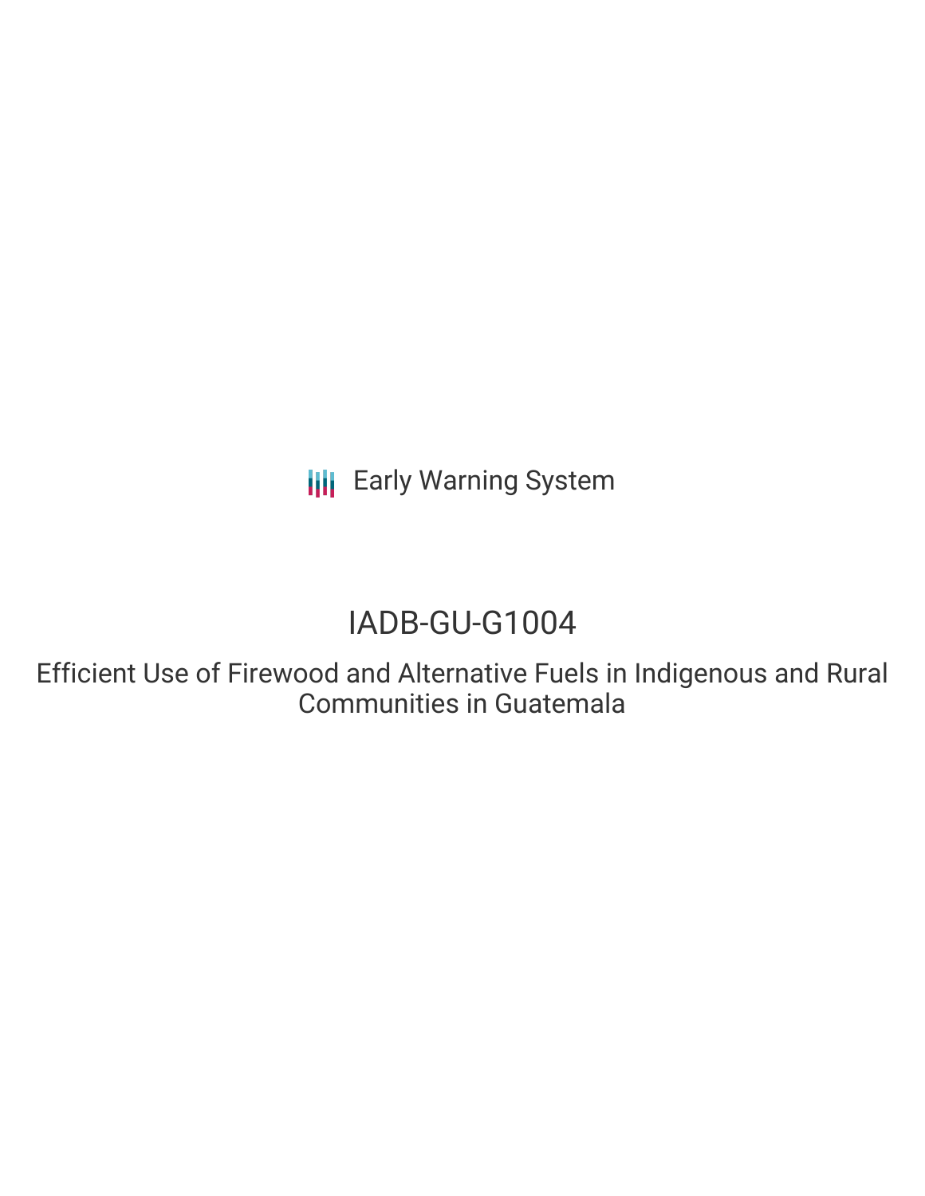Early Warning System

# IADB-GU-G1004

## Efficient Use of Firewood and Alternative Fuels in Indigenous and Rural Communities in Guatemala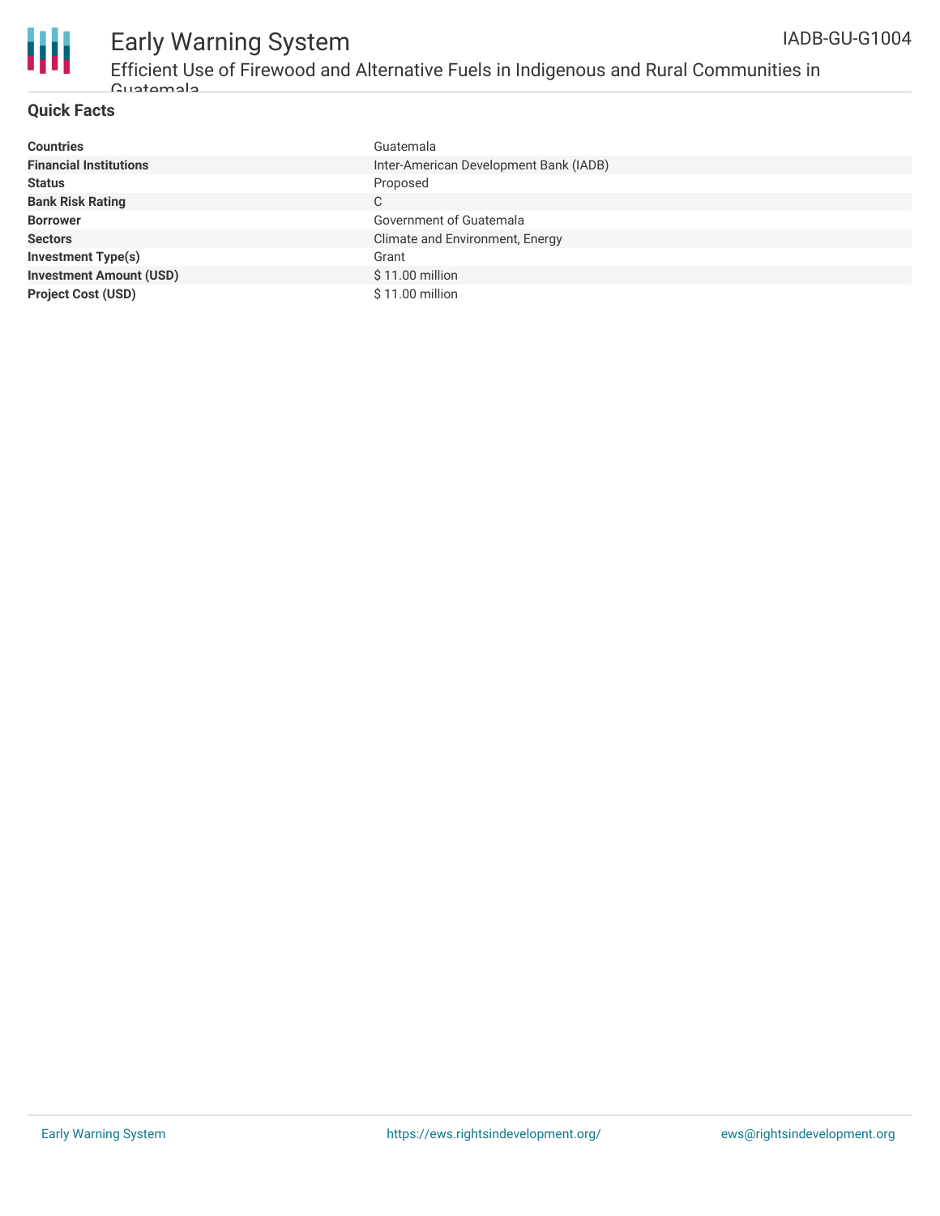## Quick Facts

| | |
|---|---|
| **Countries** | Guatemala |
| **Financial Institutions** | Inter-American Development Bank (IADB) |
| **Status** | Proposed |
| **Bank Risk Rating** | C |
| **Borrower** | Government of Guatemala |
| **Sectors** | Climate and Environment, Energy |
| **Investment Type(s)** | Grant |
| **Investment Amount (USD)** | $ 11.00 million |
| **Project Cost (USD)** | $ 11.00 million |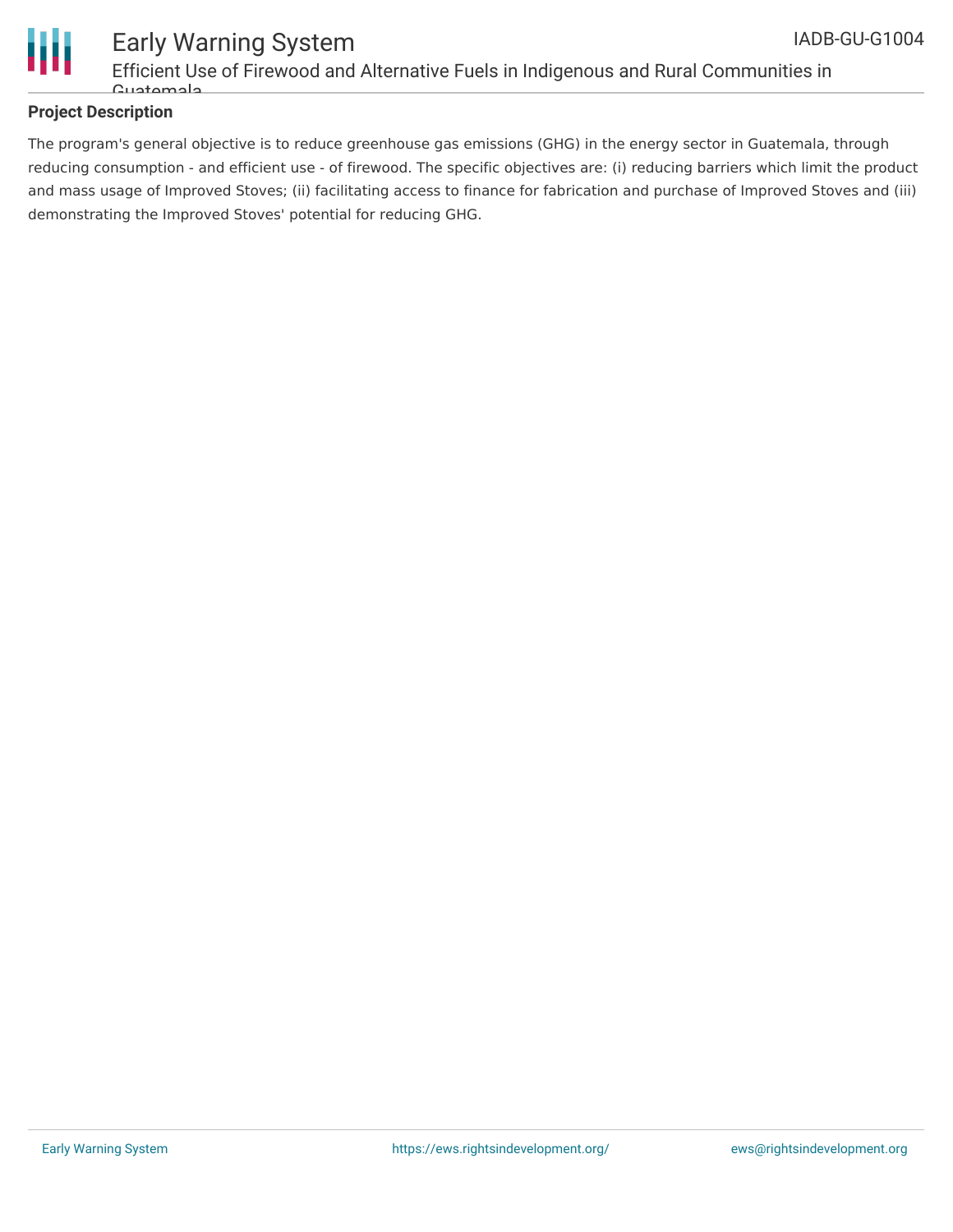### Project Description

The program's general objective is to reduce greenhouse gas emissions (GHG) in the energy sector in Guatemala, through reducing consumption - and efficient use - of firewood. The specific objectives are: (i) reducing barriers which limit the product and mass usage of Improved Stoves; (ii) facilitating access to finance for fabrication and purchase of Improved Stoves and (iii) demonstrating the Improved Stoves' potential for reducing GHG.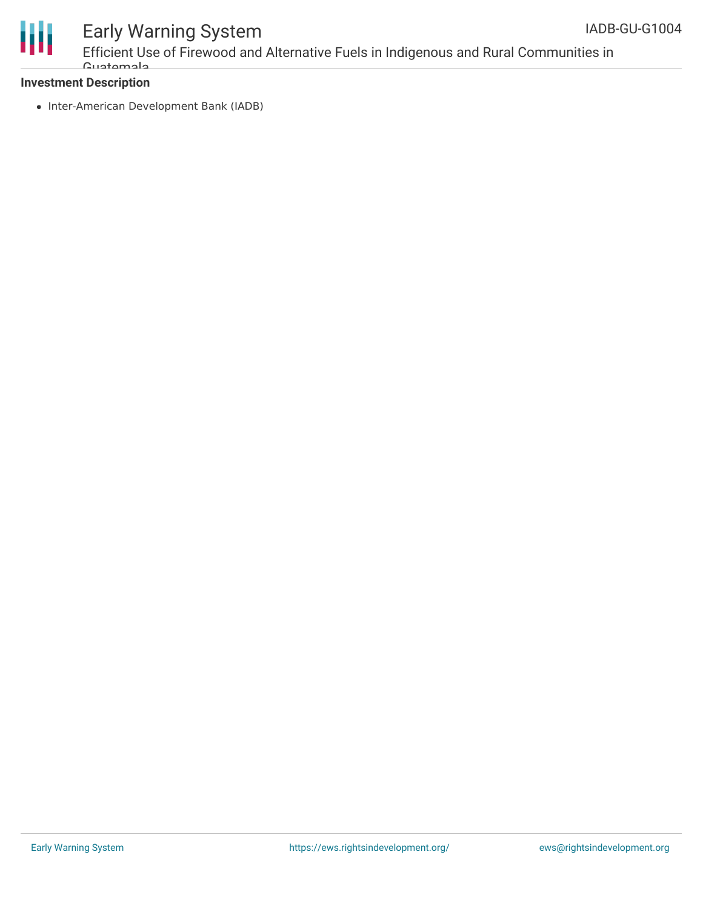**Investment Description**

- Inter-American Development Bank (IADB)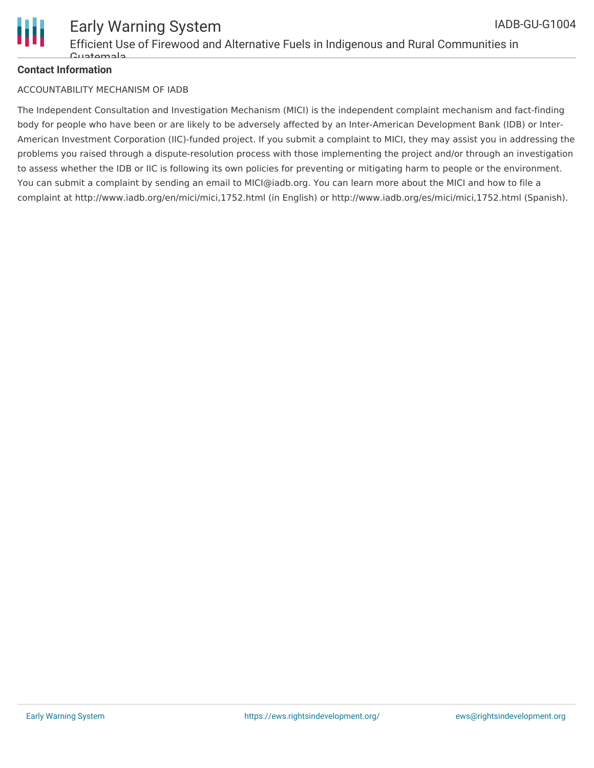**Contact Information**

ACCOUNTABILITY MECHANISM OF IADB

The Independent Consultation and Investigation Mechanism (MICI) is the independent complaint mechanism and fact-finding body for people who have been or are likely to be adversely affected by an Inter-American Development Bank (IDB) or Inter-American Investment Corporation (IIC)-funded project. If you submit a complaint to MICI, they may assist you in addressing the problems you raised through a dispute-resolution process with those implementing the project and/or through an investigation to assess whether the IDB or IIC is following its own policies for preventing or mitigating harm to people or the environment. You can submit a complaint by sending an email to MICI@iadb.org. You can learn more about the MICI and how to file a complaint at http://www.iadb.org/en/mici/mici,1752.html (in English) or http://www.iadb.org/es/mici/mici,1752.html (Spanish).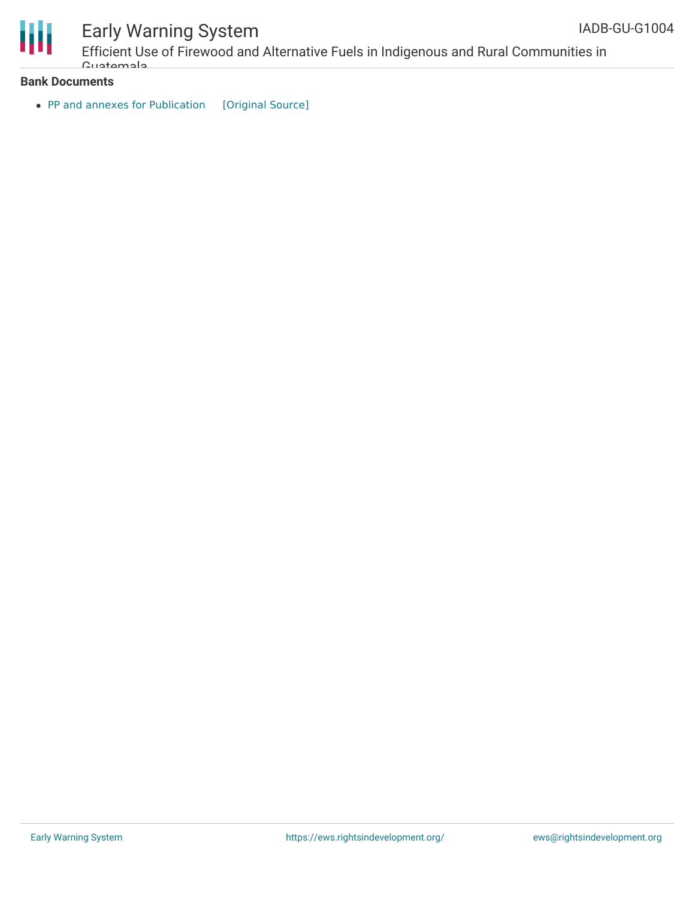**Bank Documents**

- PP and annexes for Publication [Original Source]